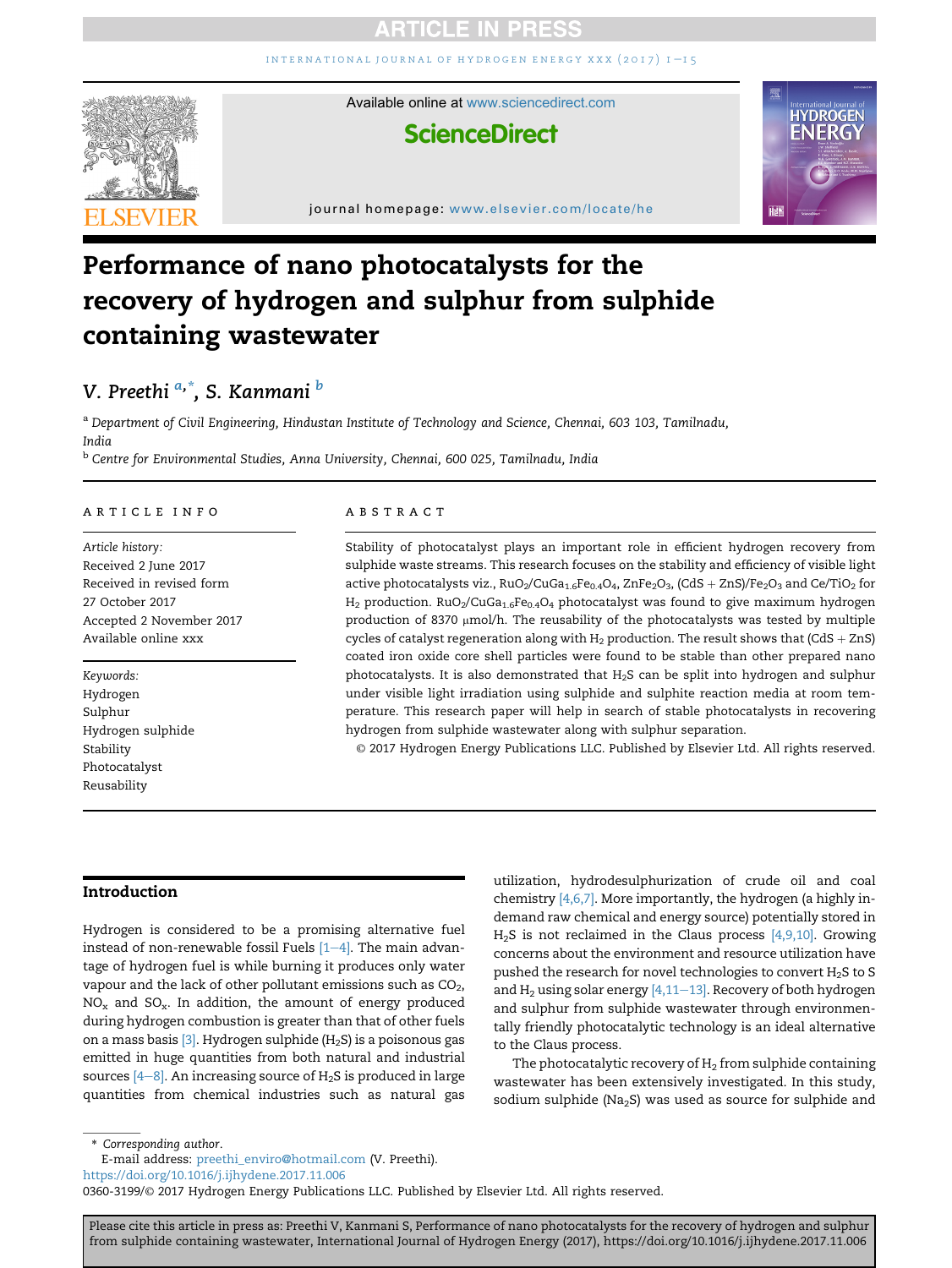# Performance of nano photocatalysts for the recovery of hydrogen and sulphur from sulphide containing wastewater

V. Preethi [a,*], S. Kanmani [b]

[a] Department of Civil Engineering, Hindustan Institute of Technology and Science, Chennai, 603 103, Tamilnadu, India

[b] Centre for Environmental Studies, Anna University, Chennai, 600 025, Tamilnadu, India

## ARTICLE INFO

*Article history:*
Received 2 June 2017
Received in revised form
27 October 2017
Accepted 2 November 2017
Available online xxx

*Keywords:*
Hydrogen
Sulphur
Hydrogen sulphide
Stability
Photocatalyst
Reusability

## ABSTRACT

Stability of photocatalyst plays an important role in efficient hydrogen recovery from sulphide waste streams. This research focuses on the stability and efficiency of visible light active photocatalysts viz., $RuO_2/CuGa_{1.6}Fe_{0.4}O_4$, $ZnFe_2O_3$, $(CdS + ZnS)/Fe_2O_3$ and $Ce/TiO_2$ for $H_2$ production. $RuO_2/CuGa_{1.6}Fe_{0.4}O_4$ photocatalyst was found to give maximum hydrogen production of 8370 μmol/h. The reusability of the photocatalysts was tested by multiple cycles of catalyst regeneration along with $H_2$ production. The result shows that $(CdS + ZnS)$ coated iron oxide core shell particles were found to be stable than other prepared nano photocatalysts. It is also demonstrated that $H_2S$ can be split into hydrogen and sulphur under visible light irradiation using sulphide and sulphite reaction media at room temperature. This research paper will help in search of stable photocatalysts in recovering hydrogen from sulphide wastewater along with sulphur separation.

© 2017 Hydrogen Energy Publications LLC. Published by Elsevier Ltd. All rights reserved.

## Introduction

Hydrogen is considered to be a promising alternative fuel instead of non-renewable fossil Fuels [1–4]. The main advantage of hydrogen fuel is while burning it produces only water vapour and the lack of other pollutant emissions such as $CO_2$, $NO_x$ and $SO_x$. In addition, the amount of energy produced during hydrogen combustion is greater than that of other fuels on a mass basis [3]. Hydrogen sulphide ($H_2S$) is a poisonous gas emitted in huge quantities from both natural and industrial sources [4–8]. An increasing source of $H_2S$ is produced in large quantities from chemical industries such as natural gas utilization, hydrodesulphurization of crude oil and coal chemistry [4,6,7]. More importantly, the hydrogen (a highly in-demand raw chemical and energy source) potentially stored in $H_2S$ is not reclaimed in the Claus process [4,9,10]. Growing concerns about the environment and resource utilization have pushed the research for novel technologies to convert $H_2S$ to S and $H_2$ using solar energy [4,11–13]. Recovery of both hydrogen and sulphur from sulphide wastewater through environmentally friendly photocatalytic technology is an ideal alternative to the Claus process.

The photocatalytic recovery of $H_2$ from sulphide containing wastewater has been extensively investigated. In this study, sodium sulphide ($Na_2S$) was used as source for sulphide and

\* Corresponding author.
E-mail address: preethi_enviro@hotmail.com (V. Preethi).
https://doi.org/10.1016/j.ijhydene.2017.11.006
0360-3199/© 2017 Hydrogen Energy Publications LLC. Published by Elsevier Ltd. All rights reserved.

Please cite this article in press as: Preethi V, Kanmani S, Performance of nano photocatalysts for the recovery of hydrogen and sulphur from sulphide containing wastewater, International Journal of Hydrogen Energy (2017), https://doi.org/10.1016/j.ijhydene.2017.11.006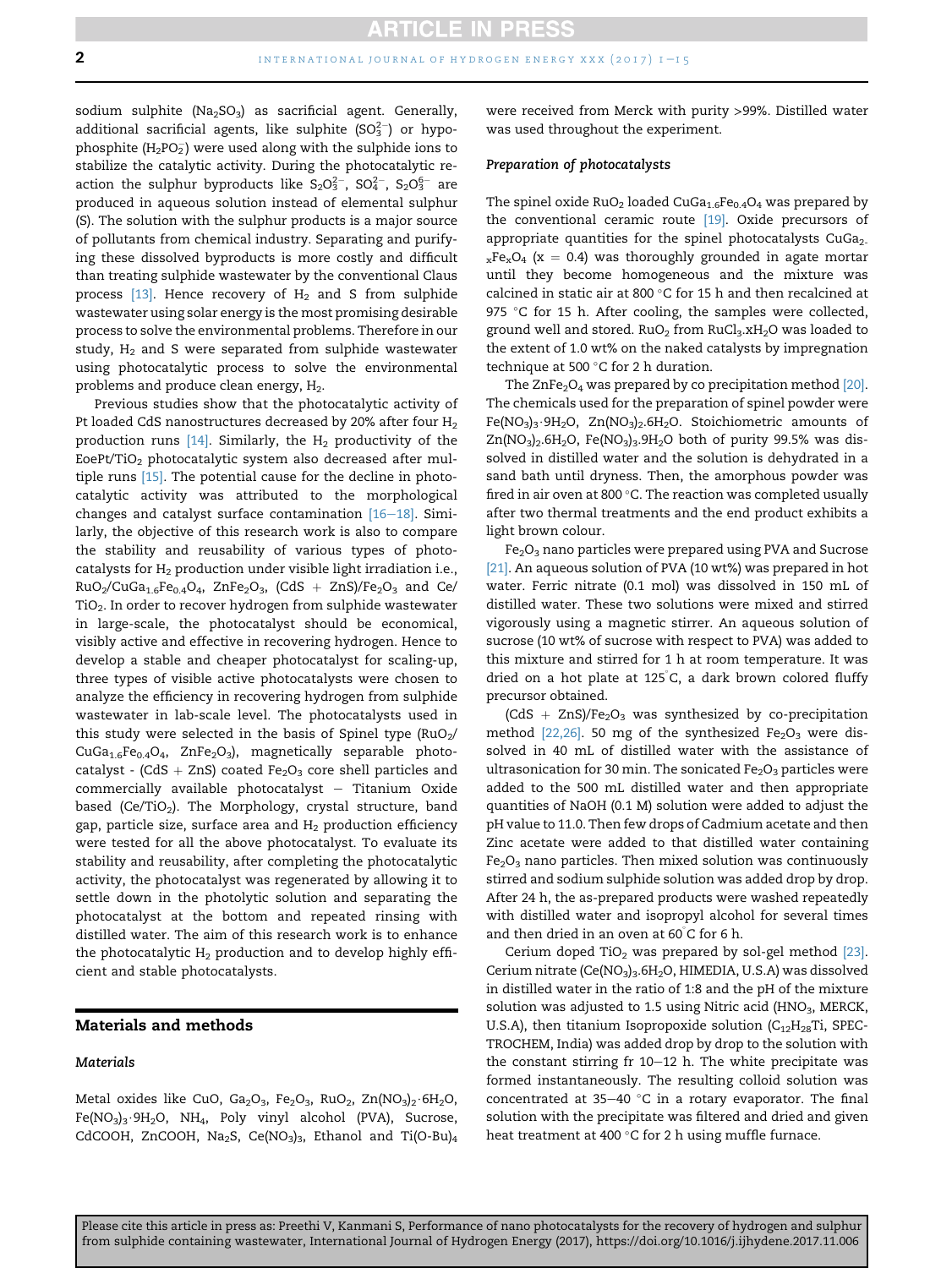sodium sulphite ($Na_2SO_3$) as sacrificial agent. Generally, additional sacrificial agents, like sulphite ($SO_3^{2-}$) or hypophosphite ($H_2PO_2^{-}$) were used along with the sulphide ions to stabilize the catalytic activity. During the photocatalytic reaction the sulphur byproducts like $S_2O_3^{2-}$, $SO_4^{2-}$, $S_2O_3^{6-}$ are produced in aqueous solution instead of elemental sulphur (S). The solution with the sulphur products is a major source of pollutants from chemical industry. Separating and purifying these dissolved byproducts is more costly and difficult than treating sulphide wastewater by the conventional Claus process [13]. Hence recovery of $H_2$ and S from sulphide wastewater using solar energy is the most promising desirable process to solve the environmental problems. Therefore in our study, $H_2$ and S were separated from sulphide wastewater using photocatalytic process to solve the environmental problems and produce clean energy, $H_2$.

Previous studies show that the photocatalytic activity of Pt loaded CdS nanostructures decreased by 20% after four $H_2$ production runs [14]. Similarly, the $H_2$ productivity of the EoePt/$TiO_2$ photocatalytic system also decreased after multiple runs [15]. The potential cause for the decline in photocatalytic activity was attributed to the morphological changes and catalyst surface contamination [16–18]. Similarly, the objective of this research work is also to compare the stability and reusability of various types of photocatalysts for $H_2$ production under visible light irradiation i.e., $RuO_2/CuGa_{1.6}Fe_{0.4}O_4$, $ZnFe_2O_3$, (CdS + ZnS)/$Fe_2O_3$ and Ce/$TiO_2$. In order to recover hydrogen from sulphide wastewater in large-scale, the photocatalyst should be economical, visibly active and effective in recovering hydrogen. Hence to develop a stable and cheaper photocatalyst for scaling-up, three types of visible active photocatalysts were chosen to analyze the efficiency in recovering hydrogen from sulphide wastewater in lab-scale level. The photocatalysts used in this study were selected in the basis of Spinel type ($RuO_2/CuGa_{1.6}Fe_{0.4}O_4$, $ZnFe_2O_3$), magnetically separable photocatalyst - (CdS + ZnS) coated $Fe_2O_3$ core shell particles and commercially available photocatalyst – Titanium Oxide based (Ce/$TiO_2$). The Morphology, crystal structure, band gap, particle size, surface area and $H_2$ production efficiency were tested for all the above photocatalyst. To evaluate its stability and reusability, after completing the photocatalytic activity, the photocatalyst was regenerated by allowing it to settle down in the photolytic solution and separating the photocatalyst at the bottom and repeated rinsing with distilled water. The aim of this research work is to enhance the photocatalytic $H_2$ production and to develop highly efficient and stable photocatalysts.

## Materials and methods

### Materials

Metal oxides like CuO, $Ga_2O_3$, $Fe_2O_3$, $RuO_2$, $Zn(NO_3)_2 \cdot 6H_2O$, $Fe(NO_3)_3 \cdot 9H_2O$, $NH_4$, Poly vinyl alcohol (PVA), Sucrose, CdCOOH, ZnCOOH, $Na_2S$, $Ce(NO_3)_3$, Ethanol and $Ti(O\text{-}Bu)_4$ were received from Merck with purity >99%. Distilled water was used throughout the experiment.

### Preparation of photocatalysts

The spinel oxide $RuO_2$ loaded $CuGa_{1.6}Fe_{0.4}O_4$ was prepared by the conventional ceramic route [19]. Oxide precursors of appropriate quantities for the spinel photocatalysts $CuGa_{2-x}Fe_xO_4$ (x = 0.4) was thoroughly grounded in agate mortar until they become homogeneous and the mixture was calcined in static air at 800 °C for 15 h and then recalcined at 975 °C for 15 h. After cooling, the samples were collected, ground well and stored. $RuO_2$ from $RuCl_3.xH_2O$ was loaded to the extent of 1.0 wt% on the naked catalysts by impregnation technique at 500 °C for 2 h duration.

The $ZnFe_2O_4$ was prepared by co precipitation method [20]. The chemicals used for the preparation of spinel powder were $Fe(NO_3)_3 \cdot 9H_2O$, $Zn(NO_3)_2.6H_2O$. Stoichiometric amounts of $Zn(NO_3)_2.6H_2O$, $Fe(NO_3)_3.9H_2O$ both of purity 99.5% was dissolved in distilled water and the solution is dehydrated in a sand bath until dryness. Then, the amorphous powder was fired in air oven at 800 °C. The reaction was completed usually after two thermal treatments and the end product exhibits a light brown colour.

$Fe_2O_3$ nano particles were prepared using PVA and Sucrose [21]. An aqueous solution of PVA (10 wt%) was prepared in hot water. Ferric nitrate (0.1 mol) was dissolved in 150 mL of distilled water. These two solutions were mixed and stirred vigorously using a magnetic stirrer. An aqueous solution of sucrose (10 wt% of sucrose with respect to PVA) was added to this mixture and stirred for 1 h at room temperature. It was dried on a hot plate at 125°C, a dark brown colored fluffy precursor obtained.

(CdS + ZnS)/$Fe_2O_3$ was synthesized by co-precipitation method [22,26]. 50 mg of the synthesized $Fe_2O_3$ were dissolved in 40 mL of distilled water with the assistance of ultrasonication for 30 min. The sonicated $Fe_2O_3$ particles were added to the 500 mL distilled water and then appropriate quantities of NaOH (0.1 M) solution were added to adjust the pH value to 11.0. Then few drops of Cadmium acetate and then Zinc acetate were added to that distilled water containing $Fe_2O_3$ nano particles. Then mixed solution was continuously stirred and sodium sulphide solution was added drop by drop. After 24 h, the as-prepared products were washed repeatedly with distilled water and isopropyl alcohol for several times and then dried in an oven at 60°C for 6 h.

Cerium doped $TiO_2$ was prepared by sol-gel method [23]. Cerium nitrate ($Ce(NO_3)_3.6H_2O$, HIMEDIA, U.S.A) was dissolved in distilled water in the ratio of 1:8 and the pH of the mixture solution was adjusted to 1.5 using Nitric acid ($HNO_3$, MERCK, U.S.A), then titanium Isopropoxide solution ($C_{12}H_{28}Ti$, SPEC-TROCHEM, India) was added drop by drop to the solution with the constant stirring fr 10–12 h. The white precipitate was formed instantaneously. The resulting colloid solution was concentrated at 35–40 °C in a rotary evaporator. The final solution with the precipitate was filtered and dried and given heat treatment at 400 °C for 2 h using muffle furnace.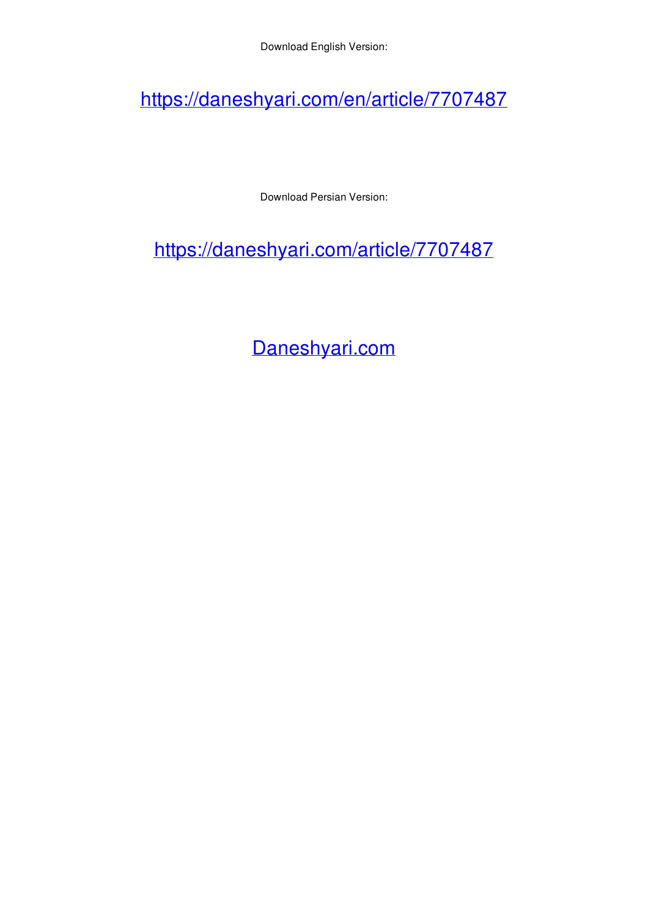Download English Version:

https://daneshyari.com/en/article/7707487

Download Persian Version:

https://daneshyari.com/article/7707487

Daneshyari.com